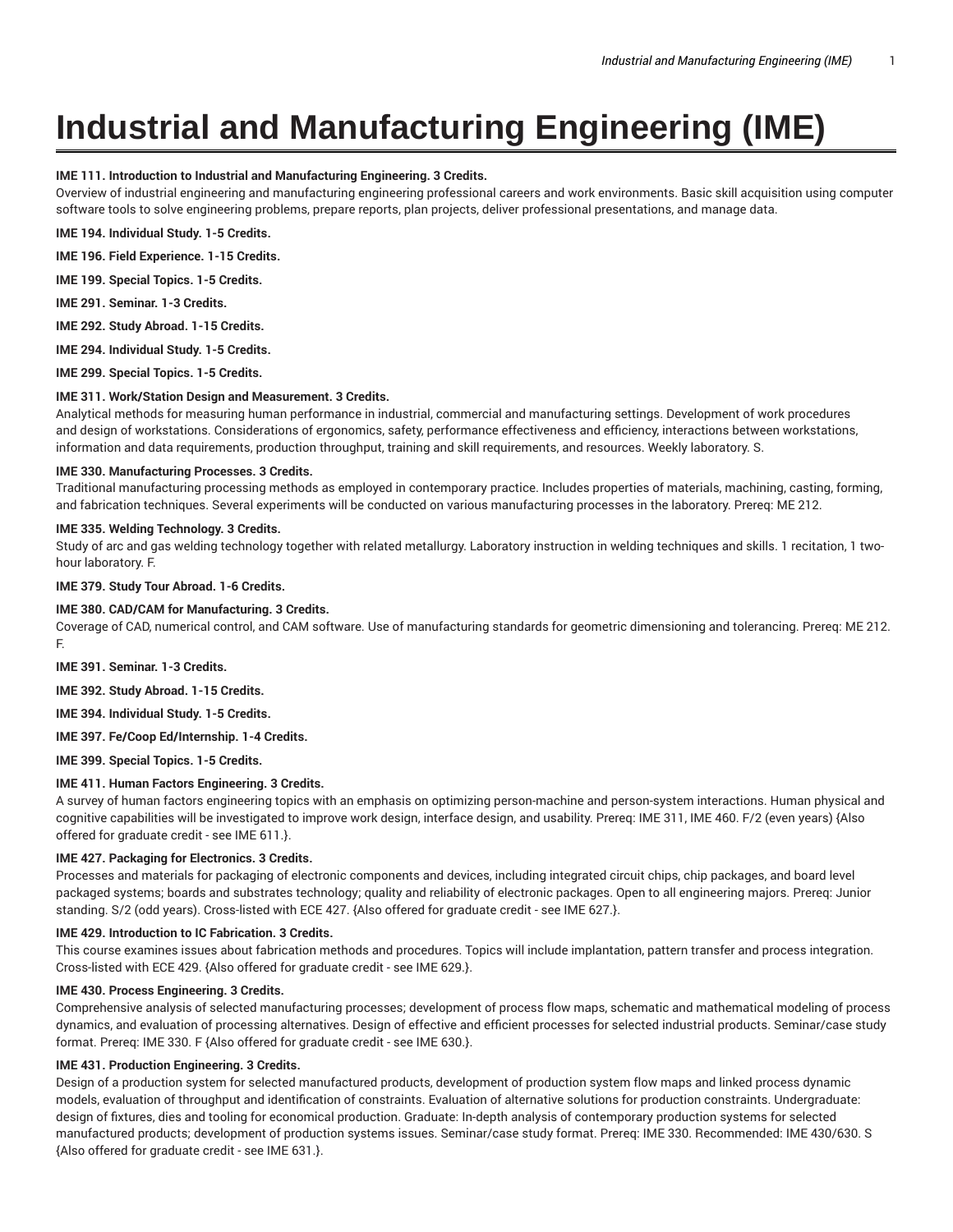# Industrial and Manufacturing Engineering (IME)

**IME 111. Introduction to Industrial and Manufacturing Engineering. 3 Credits.**
Overview of industrial engineering and manufacturing engineering professional careers and work environments. Basic skill acquisition using computer software tools to solve engineering problems, prepare reports, plan projects, deliver professional presentations, and manage data.

**IME 194. Individual Study. 1-5 Credits.**

**IME 196. Field Experience. 1-15 Credits.**

**IME 199. Special Topics. 1-5 Credits.**

**IME 291. Seminar. 1-3 Credits.**

**IME 292. Study Abroad. 1-15 Credits.**

**IME 294. Individual Study. 1-5 Credits.**

**IME 299. Special Topics. 1-5 Credits.**

**IME 311. Work/Station Design and Measurement. 3 Credits.**
Analytical methods for measuring human performance in industrial, commercial and manufacturing settings. Development of work procedures and design of workstations. Considerations of ergonomics, safety, performance effectiveness and efficiency, interactions between workstations, information and data requirements, production throughput, training and skill requirements, and resources. Weekly laboratory. S.

**IME 330. Manufacturing Processes. 3 Credits.**
Traditional manufacturing processing methods as employed in contemporary practice. Includes properties of materials, machining, casting, forming, and fabrication techniques. Several experiments will be conducted on various manufacturing processes in the laboratory. Prereq: ME 212.

**IME 335. Welding Technology. 3 Credits.**
Study of arc and gas welding technology together with related metallurgy. Laboratory instruction in welding techniques and skills. 1 recitation, 1 two-hour laboratory. F.

**IME 379. Study Tour Abroad. 1-6 Credits.**

**IME 380. CAD/CAM for Manufacturing. 3 Credits.**
Coverage of CAD, numerical control, and CAM software. Use of manufacturing standards for geometric dimensioning and tolerancing. Prereq: ME 212. F.

**IME 391. Seminar. 1-3 Credits.**

**IME 392. Study Abroad. 1-15 Credits.**

**IME 394. Individual Study. 1-5 Credits.**

**IME 397. Fe/Coop Ed/Internship. 1-4 Credits.**

**IME 399. Special Topics. 1-5 Credits.**

**IME 411. Human Factors Engineering. 3 Credits.**
A survey of human factors engineering topics with an emphasis on optimizing person-machine and person-system interactions. Human physical and cognitive capabilities will be investigated to improve work design, interface design, and usability. Prereq: IME 311, IME 460. F/2 (even years) {Also offered for graduate credit - see IME 611.}.

**IME 427. Packaging for Electronics. 3 Credits.**
Processes and materials for packaging of electronic components and devices, including integrated circuit chips, chip packages, and board level packaged systems; boards and substrates technology; quality and reliability of electronic packages. Open to all engineering majors. Prereq: Junior standing. S/2 (odd years). Cross-listed with ECE 427. {Also offered for graduate credit - see IME 627.}.

**IME 429. Introduction to IC Fabrication. 3 Credits.**
This course examines issues about fabrication methods and procedures. Topics will include implantation, pattern transfer and process integration. Cross-listed with ECE 429. {Also offered for graduate credit - see IME 629.}.

**IME 430. Process Engineering. 3 Credits.**
Comprehensive analysis of selected manufacturing processes; development of process flow maps, schematic and mathematical modeling of process dynamics, and evaluation of processing alternatives. Design of effective and efficient processes for selected industrial products. Seminar/case study format. Prereq: IME 330. F {Also offered for graduate credit - see IME 630.}.

**IME 431. Production Engineering. 3 Credits.**
Design of a production system for selected manufactured products, development of production system flow maps and linked process dynamic models, evaluation of throughput and identification of constraints. Evaluation of alternative solutions for production constraints. Undergraduate: design of fixtures, dies and tooling for economical production. Graduate: In-depth analysis of contemporary production systems for selected manufactured products; development of production systems issues. Seminar/case study format. Prereq: IME 330. Recommended: IME 430/630. S {Also offered for graduate credit - see IME 631.}.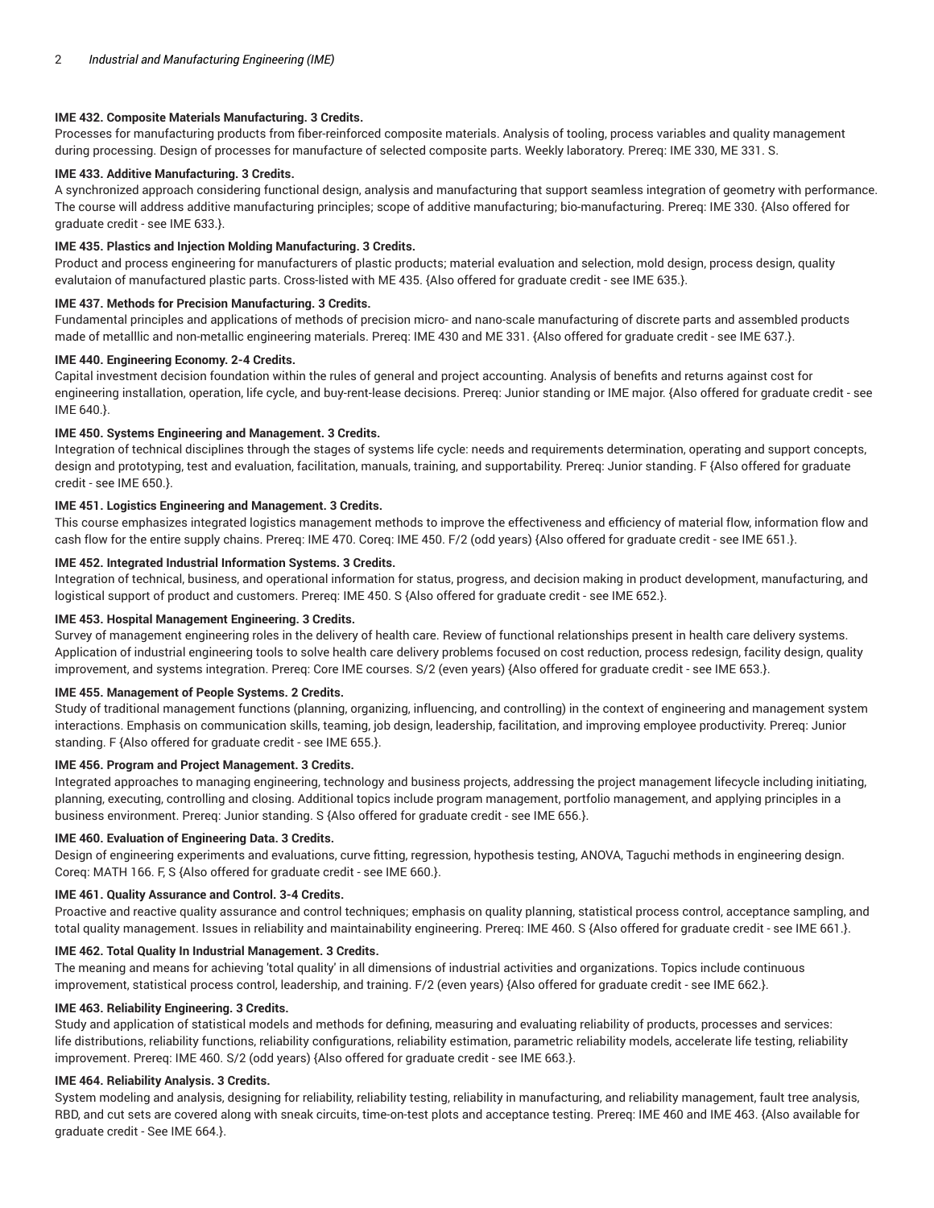**IME 432. Composite Materials Manufacturing. 3 Credits.**
Processes for manufacturing products from fiber-reinforced composite materials. Analysis of tooling, process variables and quality management during processing. Design of processes for manufacture of selected composite parts. Weekly laboratory. Prereq: IME 330, ME 331. S.

**IME 433. Additive Manufacturing. 3 Credits.**
A synchronized approach considering functional design, analysis and manufacturing that support seamless integration of geometry with performance. The course will address additive manufacturing principles; scope of additive manufacturing; bio-manufacturing. Prereq: IME 330. {Also offered for graduate credit - see IME 633.}.

**IME 435. Plastics and Injection Molding Manufacturing. 3 Credits.**
Product and process engineering for manufacturers of plastic products; material evaluation and selection, mold design, process design, quality evalutaion of manufactured plastic parts. Cross-listed with ME 435. {Also offered for graduate credit - see IME 635.}.

**IME 437. Methods for Precision Manufacturing. 3 Credits.**
Fundamental principles and applications of methods of precision micro- and nano-scale manufacturing of discrete parts and assembled products made of metalllic and non-metallic engineering materials. Prereq: IME 430 and ME 331. {Also offered for graduate credit - see IME 637.}.

**IME 440. Engineering Economy. 2-4 Credits.**
Capital investment decision foundation within the rules of general and project accounting. Analysis of benefits and returns against cost for engineering installation, operation, life cycle, and buy-rent-lease decisions. Prereq: Junior standing or IME major. {Also offered for graduate credit - see IME 640.}.

**IME 450. Systems Engineering and Management. 3 Credits.**
Integration of technical disciplines through the stages of systems life cycle: needs and requirements determination, operating and support concepts, design and prototyping, test and evaluation, facilitation, manuals, training, and supportability. Prereq: Junior standing. F {Also offered for graduate credit - see IME 650.}.

**IME 451. Logistics Engineering and Management. 3 Credits.**
This course emphasizes integrated logistics management methods to improve the effectiveness and efficiency of material flow, information flow and cash flow for the entire supply chains. Prereq: IME 470. Coreq: IME 450. F/2 (odd years) {Also offered for graduate credit - see IME 651.}.

**IME 452. Integrated Industrial Information Systems. 3 Credits.**
Integration of technical, business, and operational information for status, progress, and decision making in product development, manufacturing, and logistical support of product and customers. Prereq: IME 450. S {Also offered for graduate credit - see IME 652.}.

**IME 453. Hospital Management Engineering. 3 Credits.**
Survey of management engineering roles in the delivery of health care. Review of functional relationships present in health care delivery systems. Application of industrial engineering tools to solve health care delivery problems focused on cost reduction, process redesign, facility design, quality improvement, and systems integration. Prereq: Core IME courses. S/2 (even years) {Also offered for graduate credit - see IME 653.}.

**IME 455. Management of People Systems. 2 Credits.**
Study of traditional management functions (planning, organizing, influencing, and controlling) in the context of engineering and management system interactions. Emphasis on communication skills, teaming, job design, leadership, facilitation, and improving employee productivity. Prereq: Junior standing. F {Also offered for graduate credit - see IME 655.}.

**IME 456. Program and Project Management. 3 Credits.**
Integrated approaches to managing engineering, technology and business projects, addressing the project management lifecycle including initiating, planning, executing, controlling and closing. Additional topics include program management, portfolio management, and applying principles in a business environment. Prereq: Junior standing. S {Also offered for graduate credit - see IME 656.}.

**IME 460. Evaluation of Engineering Data. 3 Credits.**
Design of engineering experiments and evaluations, curve fitting, regression, hypothesis testing, ANOVA, Taguchi methods in engineering design. Coreq: MATH 166. F, S {Also offered for graduate credit - see IME 660.}.

**IME 461. Quality Assurance and Control. 3-4 Credits.**
Proactive and reactive quality assurance and control techniques; emphasis on quality planning, statistical process control, acceptance sampling, and total quality management. Issues in reliability and maintainability engineering. Prereq: IME 460. S {Also offered for graduate credit - see IME 661.}.

**IME 462. Total Quality In Industrial Management. 3 Credits.**
The meaning and means for achieving 'total quality' in all dimensions of industrial activities and organizations. Topics include continuous improvement, statistical process control, leadership, and training. F/2 (even years) {Also offered for graduate credit - see IME 662.}.

**IME 463. Reliability Engineering. 3 Credits.**
Study and application of statistical models and methods for defining, measuring and evaluating reliability of products, processes and services: life distributions, reliability functions, reliability configurations, reliability estimation, parametric reliability models, accelerate life testing, reliability improvement. Prereq: IME 460. S/2 (odd years) {Also offered for graduate credit - see IME 663.}.

**IME 464. Reliability Analysis. 3 Credits.**
System modeling and analysis, designing for reliability, reliability testing, reliability in manufacturing, and reliability management, fault tree analysis, RBD, and cut sets are covered along with sneak circuits, time-on-test plots and acceptance testing. Prereq: IME 460 and IME 463. {Also available for graduate credit - See IME 664.}.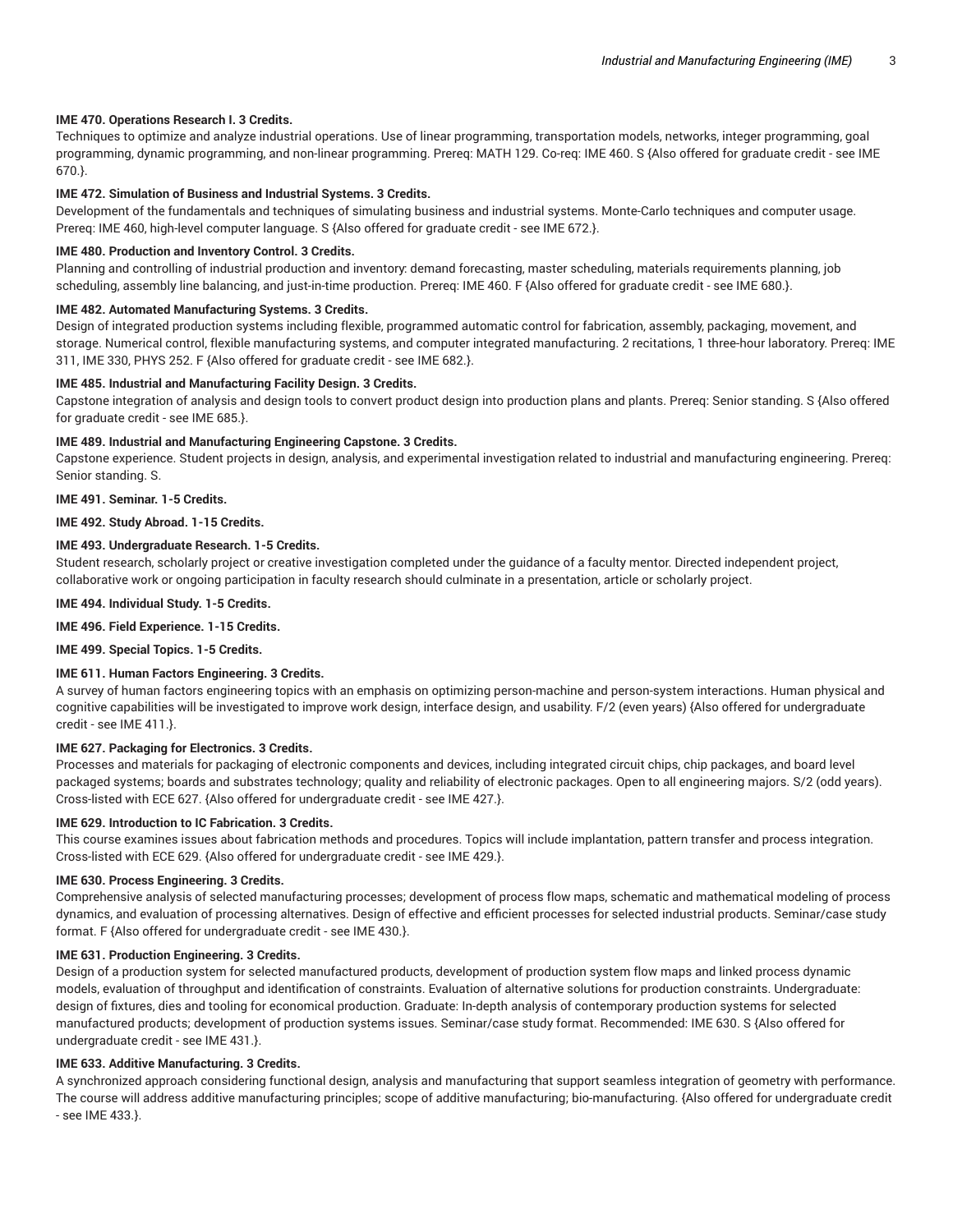**IME 470. Operations Research I. 3 Credits.**

Techniques to optimize and analyze industrial operations. Use of linear programming, transportation models, networks, integer programming, goal programming, dynamic programming, and non-linear programming. Prereq: MATH 129. Co-req: IME 460. S {Also offered for graduate credit - see IME 670.}.

**IME 472. Simulation of Business and Industrial Systems. 3 Credits.**

Development of the fundamentals and techniques of simulating business and industrial systems. Monte-Carlo techniques and computer usage. Prereq: IME 460, high-level computer language. S {Also offered for graduate credit - see IME 672.}.

**IME 480. Production and Inventory Control. 3 Credits.**

Planning and controlling of industrial production and inventory: demand forecasting, master scheduling, materials requirements planning, job scheduling, assembly line balancing, and just-in-time production. Prereq: IME 460. F {Also offered for graduate credit - see IME 680.}.

**IME 482. Automated Manufacturing Systems. 3 Credits.**

Design of integrated production systems including flexible, programmed automatic control for fabrication, assembly, packaging, movement, and storage. Numerical control, flexible manufacturing systems, and computer integrated manufacturing. 2 recitations, 1 three-hour laboratory. Prereq: IME 311, IME 330, PHYS 252. F {Also offered for graduate credit - see IME 682.}.

**IME 485. Industrial and Manufacturing Facility Design. 3 Credits.**

Capstone integration of analysis and design tools to convert product design into production plans and plants. Prereq: Senior standing. S {Also offered for graduate credit - see IME 685.}.

**IME 489. Industrial and Manufacturing Engineering Capstone. 3 Credits.**

Capstone experience. Student projects in design, analysis, and experimental investigation related to industrial and manufacturing engineering. Prereq: Senior standing. S.

**IME 491. Seminar. 1-5 Credits.**

**IME 492. Study Abroad. 1-15 Credits.**

**IME 493. Undergraduate Research. 1-5 Credits.**

Student research, scholarly project or creative investigation completed under the guidance of a faculty mentor. Directed independent project, collaborative work or ongoing participation in faculty research should culminate in a presentation, article or scholarly project.

**IME 494. Individual Study. 1-5 Credits.**

**IME 496. Field Experience. 1-15 Credits.**

**IME 499. Special Topics. 1-5 Credits.**

**IME 611. Human Factors Engineering. 3 Credits.**

A survey of human factors engineering topics with an emphasis on optimizing person-machine and person-system interactions. Human physical and cognitive capabilities will be investigated to improve work design, interface design, and usability. F/2 (even years) {Also offered for undergraduate credit - see IME 411.}.

**IME 627. Packaging for Electronics. 3 Credits.**

Processes and materials for packaging of electronic components and devices, including integrated circuit chips, chip packages, and board level packaged systems; boards and substrates technology; quality and reliability of electronic packages. Open to all engineering majors. S/2 (odd years). Cross-listed with ECE 627. {Also offered for undergraduate credit - see IME 427.}.

**IME 629. Introduction to IC Fabrication. 3 Credits.**

This course examines issues about fabrication methods and procedures. Topics will include implantation, pattern transfer and process integration. Cross-listed with ECE 629. {Also offered for undergraduate credit - see IME 429.}.

**IME 630. Process Engineering. 3 Credits.**

Comprehensive analysis of selected manufacturing processes; development of process flow maps, schematic and mathematical modeling of process dynamics, and evaluation of processing alternatives. Design of effective and efficient processes for selected industrial products. Seminar/case study format. F {Also offered for undergraduate credit - see IME 430.}.

**IME 631. Production Engineering. 3 Credits.**

Design of a production system for selected manufactured products, development of production system flow maps and linked process dynamic models, evaluation of throughput and identification of constraints. Evaluation of alternative solutions for production constraints. Undergraduate: design of fixtures, dies and tooling for economical production. Graduate: In-depth analysis of contemporary production systems for selected manufactured products; development of production systems issues. Seminar/case study format. Recommended: IME 630. S {Also offered for undergraduate credit - see IME 431.}.

**IME 633. Additive Manufacturing. 3 Credits.**

A synchronized approach considering functional design, analysis and manufacturing that support seamless integration of geometry with performance. The course will address additive manufacturing principles; scope of additive manufacturing; bio-manufacturing. {Also offered for undergraduate credit - see IME 433.}.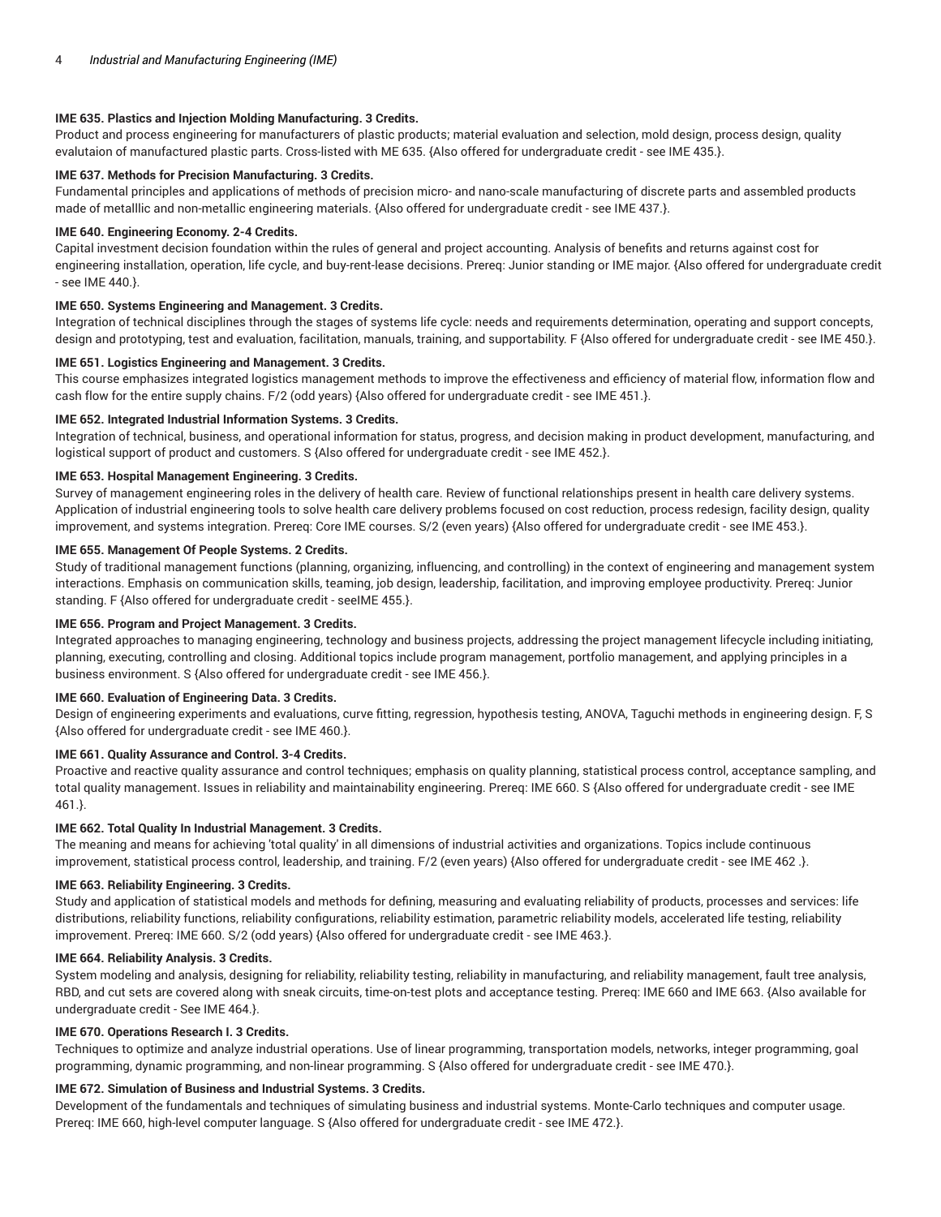**IME 635. Plastics and Injection Molding Manufacturing. 3 Credits.**

Product and process engineering for manufacturers of plastic products; material evaluation and selection, mold design, process design, quality evalutaion of manufactured plastic parts. Cross-listed with ME 635. {Also offered for undergraduate credit - see IME 435.}.

**IME 637. Methods for Precision Manufacturing. 3 Credits.**

Fundamental principles and applications of methods of precision micro- and nano-scale manufacturing of discrete parts and assembled products made of metalllic and non-metallic engineering materials. {Also offered for undergraduate credit - see IME 437.}.

**IME 640. Engineering Economy. 2-4 Credits.**

Capital investment decision foundation within the rules of general and project accounting. Analysis of benefits and returns against cost for engineering installation, operation, life cycle, and buy-rent-lease decisions. Prereq: Junior standing or IME major. {Also offered for undergraduate credit - see IME 440.}.

**IME 650. Systems Engineering and Management. 3 Credits.**

Integration of technical disciplines through the stages of systems life cycle: needs and requirements determination, operating and support concepts, design and prototyping, test and evaluation, facilitation, manuals, training, and supportability. F {Also offered for undergraduate credit - see IME 450.}.

**IME 651. Logistics Engineering and Management. 3 Credits.**

This course emphasizes integrated logistics management methods to improve the effectiveness and efficiency of material flow, information flow and cash flow for the entire supply chains. F/2 (odd years) {Also offered for undergraduate credit - see IME 451.}.

**IME 652. Integrated Industrial Information Systems. 3 Credits.**

Integration of technical, business, and operational information for status, progress, and decision making in product development, manufacturing, and logistical support of product and customers. S {Also offered for undergraduate credit - see IME 452.}.

**IME 653. Hospital Management Engineering. 3 Credits.**

Survey of management engineering roles in the delivery of health care. Review of functional relationships present in health care delivery systems. Application of industrial engineering tools to solve health care delivery problems focused on cost reduction, process redesign, facility design, quality improvement, and systems integration. Prereq: Core IME courses. S/2 (even years) {Also offered for undergraduate credit - see IME 453.}.

**IME 655. Management Of People Systems. 2 Credits.**

Study of traditional management functions (planning, organizing, influencing, and controlling) in the context of engineering and management system interactions. Emphasis on communication skills, teaming, job design, leadership, facilitation, and improving employee productivity. Prereq: Junior standing. F {Also offered for undergraduate credit - seeIME 455.}.

**IME 656. Program and Project Management. 3 Credits.**

Integrated approaches to managing engineering, technology and business projects, addressing the project management lifecycle including initiating, planning, executing, controlling and closing. Additional topics include program management, portfolio management, and applying principles in a business environment. S {Also offered for undergraduate credit - see IME 456.}.

**IME 660. Evaluation of Engineering Data. 3 Credits.**

Design of engineering experiments and evaluations, curve fitting, regression, hypothesis testing, ANOVA, Taguchi methods in engineering design. F, S {Also offered for undergraduate credit - see IME 460.}.

**IME 661. Quality Assurance and Control. 3-4 Credits.**

Proactive and reactive quality assurance and control techniques; emphasis on quality planning, statistical process control, acceptance sampling, and total quality management. Issues in reliability and maintainability engineering. Prereq: IME 660. S {Also offered for undergraduate credit - see IME 461.}.

**IME 662. Total Quality In Industrial Management. 3 Credits.**

The meaning and means for achieving 'total quality' in all dimensions of industrial activities and organizations. Topics include continuous improvement, statistical process control, leadership, and training. F/2 (even years) {Also offered for undergraduate credit - see IME 462 .}.

**IME 663. Reliability Engineering. 3 Credits.**

Study and application of statistical models and methods for defining, measuring and evaluating reliability of products, processes and services: life distributions, reliability functions, reliability configurations, reliability estimation, parametric reliability models, accelerated life testing, reliability improvement. Prereq: IME 660. S/2 (odd years) {Also offered for undergraduate credit - see IME 463.}.

**IME 664. Reliability Analysis. 3 Credits.**

System modeling and analysis, designing for reliability, reliability testing, reliability in manufacturing, and reliability management, fault tree analysis, RBD, and cut sets are covered along with sneak circuits, time-on-test plots and acceptance testing. Prereq: IME 660 and IME 663. {Also available for undergraduate credit - See IME 464.}.

**IME 670. Operations Research I. 3 Credits.**

Techniques to optimize and analyze industrial operations. Use of linear programming, transportation models, networks, integer programming, goal programming, dynamic programming, and non-linear programming. S {Also offered for undergraduate credit - see IME 470.}.

**IME 672. Simulation of Business and Industrial Systems. 3 Credits.**

Development of the fundamentals and techniques of simulating business and industrial systems. Monte-Carlo techniques and computer usage. Prereq: IME 660, high-level computer language. S {Also offered for undergraduate credit - see IME 472.}.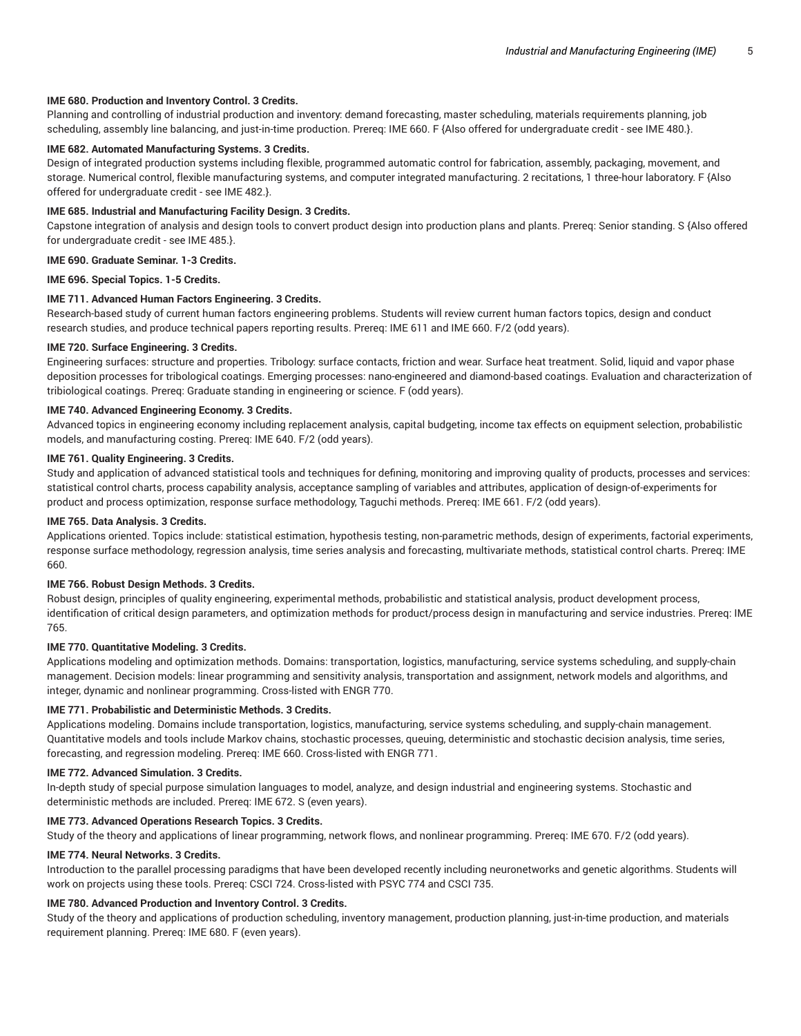**IME 680. Production and Inventory Control. 3 Credits.**

Planning and controlling of industrial production and inventory: demand forecasting, master scheduling, materials requirements planning, job scheduling, assembly line balancing, and just-in-time production. Prereq: IME 660. F {Also offered for undergraduate credit - see IME 480.}.

**IME 682. Automated Manufacturing Systems. 3 Credits.**

Design of integrated production systems including flexible, programmed automatic control for fabrication, assembly, packaging, movement, and storage. Numerical control, flexible manufacturing systems, and computer integrated manufacturing. 2 recitations, 1 three-hour laboratory. F {Also offered for undergraduate credit - see IME 482.}.

**IME 685. Industrial and Manufacturing Facility Design. 3 Credits.**

Capstone integration of analysis and design tools to convert product design into production plans and plants. Prereq: Senior standing. S {Also offered for undergraduate credit - see IME 485.}.

**IME 690. Graduate Seminar. 1-3 Credits.**

**IME 696. Special Topics. 1-5 Credits.**

**IME 711. Advanced Human Factors Engineering. 3 Credits.**

Research-based study of current human factors engineering problems. Students will review current human factors topics, design and conduct research studies, and produce technical papers reporting results. Prereq: IME 611 and IME 660. F/2 (odd years).

**IME 720. Surface Engineering. 3 Credits.**

Engineering surfaces: structure and properties. Tribology: surface contacts, friction and wear. Surface heat treatment. Solid, liquid and vapor phase deposition processes for tribological coatings. Emerging processes: nano-engineered and diamond-based coatings. Evaluation and characterization of tribiological coatings. Prereq: Graduate standing in engineering or science. F (odd years).

**IME 740. Advanced Engineering Economy. 3 Credits.**

Advanced topics in engineering economy including replacement analysis, capital budgeting, income tax effects on equipment selection, probabilistic models, and manufacturing costing. Prereq: IME 640. F/2 (odd years).

**IME 761. Quality Engineering. 3 Credits.**

Study and application of advanced statistical tools and techniques for defining, monitoring and improving quality of products, processes and services: statistical control charts, process capability analysis, acceptance sampling of variables and attributes, application of design-of-experiments for product and process optimization, response surface methodology, Taguchi methods. Prereq: IME 661. F/2 (odd years).

**IME 765. Data Analysis. 3 Credits.**

Applications oriented. Topics include: statistical estimation, hypothesis testing, non-parametric methods, design of experiments, factorial experiments, response surface methodology, regression analysis, time series analysis and forecasting, multivariate methods, statistical control charts. Prereq: IME 660.

**IME 766. Robust Design Methods. 3 Credits.**

Robust design, principles of quality engineering, experimental methods, probabilistic and statistical analysis, product development process, identification of critical design parameters, and optimization methods for product/process design in manufacturing and service industries. Prereq: IME 765.

**IME 770. Quantitative Modeling. 3 Credits.**

Applications modeling and optimization methods. Domains: transportation, logistics, manufacturing, service systems scheduling, and supply-chain management. Decision models: linear programming and sensitivity analysis, transportation and assignment, network models and algorithms, and integer, dynamic and nonlinear programming. Cross-listed with ENGR 770.

**IME 771. Probabilistic and Deterministic Methods. 3 Credits.**

Applications modeling. Domains include transportation, logistics, manufacturing, service systems scheduling, and supply-chain management. Quantitative models and tools include Markov chains, stochastic processes, queuing, deterministic and stochastic decision analysis, time series, forecasting, and regression modeling. Prereq: IME 660. Cross-listed with ENGR 771.

**IME 772. Advanced Simulation. 3 Credits.**

In-depth study of special purpose simulation languages to model, analyze, and design industrial and engineering systems. Stochastic and deterministic methods are included. Prereq: IME 672. S (even years).

**IME 773. Advanced Operations Research Topics. 3 Credits.**

Study of the theory and applications of linear programming, network flows, and nonlinear programming. Prereq: IME 670. F/2 (odd years).

**IME 774. Neural Networks. 3 Credits.**

Introduction to the parallel processing paradigms that have been developed recently including neuronetworks and genetic algorithms. Students will work on projects using these tools. Prereq: CSCI 724. Cross-listed with PSYC 774 and CSCI 735.

**IME 780. Advanced Production and Inventory Control. 3 Credits.**

Study of the theory and applications of production scheduling, inventory management, production planning, just-in-time production, and materials requirement planning. Prereq: IME 680. F (even years).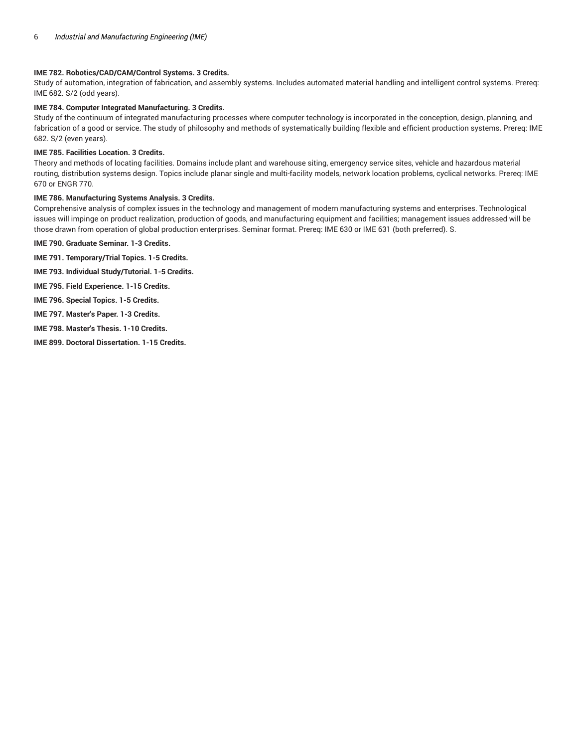**IME 782. Robotics/CAD/CAM/Control Systems. 3 Credits.**
Study of automation, integration of fabrication, and assembly systems. Includes automated material handling and intelligent control systems. Prereq: IME 682. S/2 (odd years).

**IME 784. Computer Integrated Manufacturing. 3 Credits.**
Study of the continuum of integrated manufacturing processes where computer technology is incorporated in the conception, design, planning, and fabrication of a good or service. The study of philosophy and methods of systematically building flexible and efficient production systems. Prereq: IME 682. S/2 (even years).

**IME 785. Facilities Location. 3 Credits.**
Theory and methods of locating facilities. Domains include plant and warehouse siting, emergency service sites, vehicle and hazardous material routing, distribution systems design. Topics include planar single and multi-facility models, network location problems, cyclical networks. Prereq: IME 670 or ENGR 770.

**IME 786. Manufacturing Systems Analysis. 3 Credits.**
Comprehensive analysis of complex issues in the technology and management of modern manufacturing systems and enterprises. Technological issues will impinge on product realization, production of goods, and manufacturing equipment and facilities; management issues addressed will be those drawn from operation of global production enterprises. Seminar format. Prereq: IME 630 or IME 631 (both preferred). S.

**IME 790. Graduate Seminar. 1-3 Credits.**

**IME 791. Temporary/Trial Topics. 1-5 Credits.**

**IME 793. Individual Study/Tutorial. 1-5 Credits.**

**IME 795. Field Experience. 1-15 Credits.**

**IME 796. Special Topics. 1-5 Credits.**

**IME 797. Master's Paper. 1-3 Credits.**

**IME 798. Master's Thesis. 1-10 Credits.**

**IME 899. Doctoral Dissertation. 1-15 Credits.**